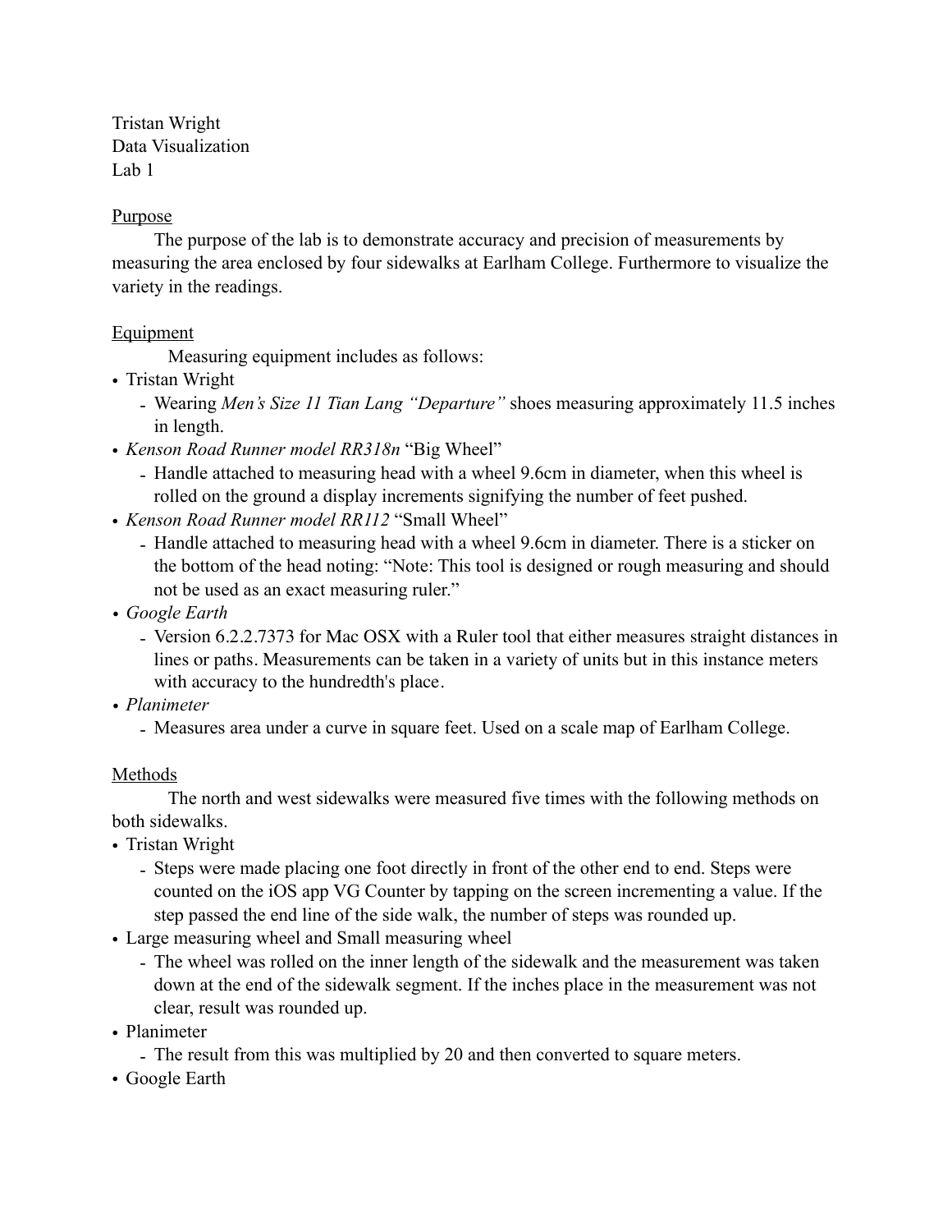Tristan Wright
Data Visualization
Lab 1

## Purpose

The purpose of the lab is to demonstrate accuracy and precision of measurements by measuring the area enclosed by four sidewalks at Earlham College. Furthermore to visualize the variety in the readings.

## Equipment

Measuring equipment includes as follows:

- Tristan Wright
  - Wearing *Men's Size 11 Tian Lang "Departure"* shoes measuring approximately 11.5 inches in length.
- *Kenson Road Runner model RR318n* "Big Wheel"
  - Handle attached to measuring head with a wheel 9.6cm in diameter, when this wheel is rolled on the ground a display increments signifying the number of feet pushed.
- *Kenson Road Runner model RR112* "Small Wheel"
  - Handle attached to measuring head with a wheel 9.6cm in diameter. There is a sticker on the bottom of the head noting: "Note: This tool is designed or rough measuring and should not be used as an exact measuring ruler."
- *Google Earth*
  - Version 6.2.2.7373 for Mac OSX with a Ruler tool that either measures straight distances in lines or paths. Measurements can be taken in a variety of units but in this instance meters with accuracy to the hundredth's place.
- *Planimeter*
  - Measures area under a curve in square feet. Used on a scale map of Earlham College.

## Methods

The north and west sidewalks were measured five times with the following methods on both sidewalks.

- Tristan Wright
  - Steps were made placing one foot directly in front of the other end to end. Steps were counted on the iOS app VG Counter by tapping on the screen incrementing a value. If the step passed the end line of the side walk, the number of steps was rounded up.
- Large measuring wheel and Small measuring wheel
  - The wheel was rolled on the inner length of the sidewalk and the measurement was taken down at the end of the sidewalk segment. If the inches place in the measurement was not clear, result was rounded up.
- Planimeter
  - The result from this was multiplied by 20 and then converted to square meters.
- Google Earth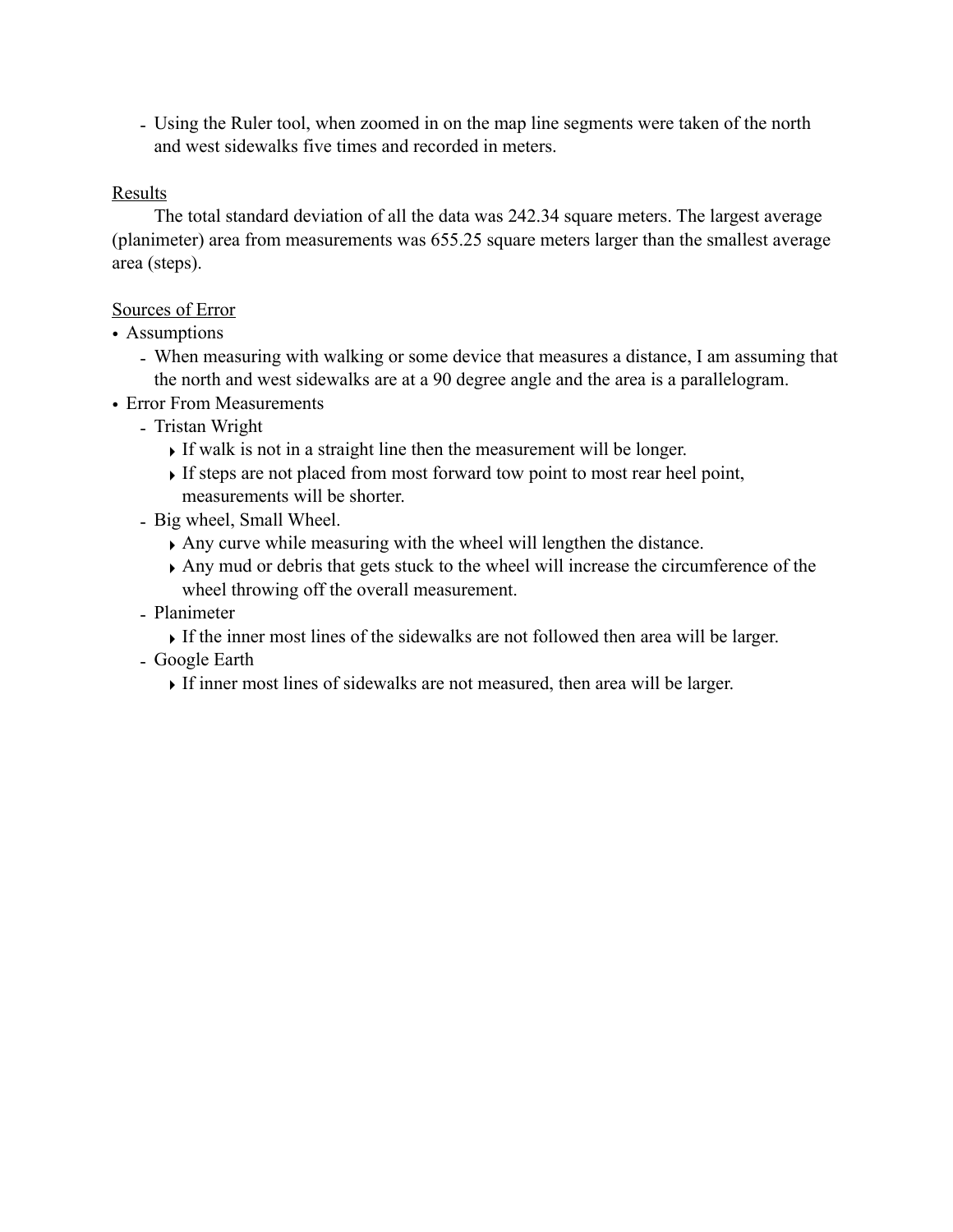- Using the Ruler tool, when zoomed in on the map line segments were taken of the north and west sidewalks five times and recorded in meters.

Results

The total standard deviation of all the data was 242.34 square meters. The largest average (planimeter) area from measurements was 655.25 square meters larger than the smallest average area (steps).

Sources of Error

- Assumptions
  - When measuring with walking or some device that measures a distance, I am assuming that the north and west sidewalks are at a 90 degree angle and the area is a parallelogram.
- Error From Measurements
  - Tristan Wright
    - If walk is not in a straight line then the measurement will be longer.
    - If steps are not placed from most forward tow point to most rear heel point, measurements will be shorter.
  - Big wheel, Small Wheel.
    - Any curve while measuring with the wheel will lengthen the distance.
    - Any mud or debris that gets stuck to the wheel will increase the circumference of the wheel throwing off the overall measurement.
  - Planimeter
    - If the inner most lines of the sidewalks are not followed then area will be larger.
  - Google Earth
    - If inner most lines of sidewalks are not measured, then area will be larger.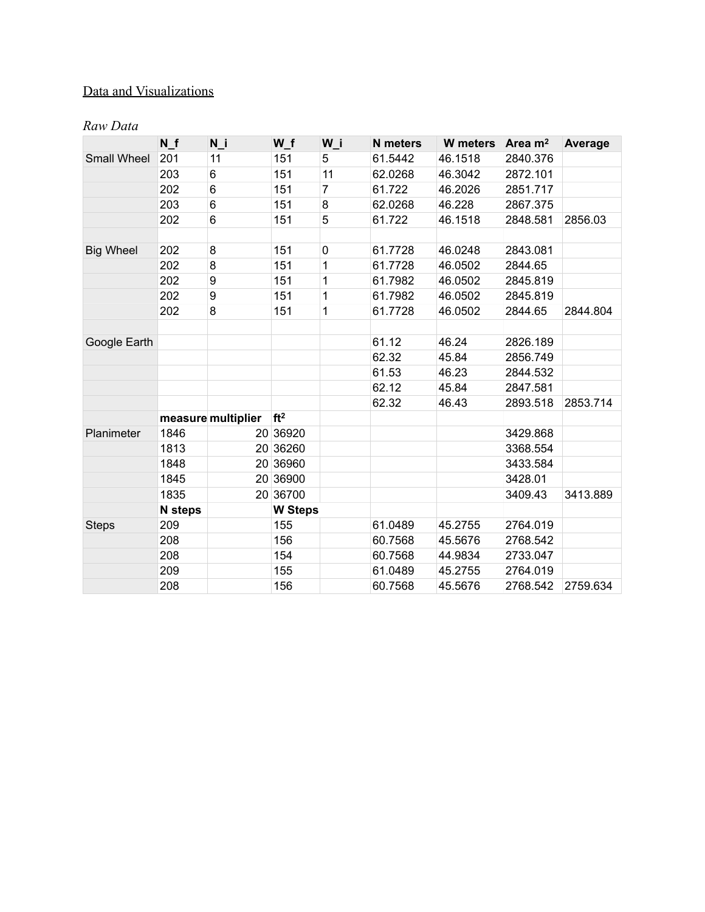Data and Visualizations

*Raw Data*

| | N_f | N_i | W_f | W_i | N meters | W meters | Area m² | Average |
|---|---|---|---|---|---|---|---|---|
| Small Wheel | 201 | 11 | 151 | 5 | 61.5442 | 46.1518 | 2840.376 | |
| | 203 | 6 | 151 | 11 | 62.0268 | 46.3042 | 2872.101 | |
| | 202 | 6 | 151 | 7 | 61.722 | 46.2026 | 2851.717 | |
| | 203 | 6 | 151 | 8 | 62.0268 | 46.228 | 2867.375 | |
| | 202 | 6 | 151 | 5 | 61.722 | 46.1518 | 2848.581 | 2856.03 |
| | | | | | | | | |
| Big Wheel | 202 | 8 | 151 | 0 | 61.7728 | 46.0248 | 2843.081 | |
| | 202 | 8 | 151 | 1 | 61.7728 | 46.0502 | 2844.65 | |
| | 202 | 9 | 151 | 1 | 61.7982 | 46.0502 | 2845.819 | |
| | 202 | 9 | 151 | 1 | 61.7982 | 46.0502 | 2845.819 | |
| | 202 | 8 | 151 | 1 | 61.7728 | 46.0502 | 2844.65 | 2844.804 |
| | | | | | | | | |
| Google Earth | | | | | 61.12 | 46.24 | 2826.189 | |
| | | | | | 62.32 | 45.84 | 2856.749 | |
| | | | | | 61.53 | 46.23 | 2844.532 | |
| | | | | | 62.12 | 45.84 | 2847.581 | |
| | | | | | 62.32 | 46.43 | 2893.518 | 2853.714 |
| | **measure** | **multiplier** | **ft²** | | | | | |
| Planimeter | 1846 | 20 | 36920 | | | | 3429.868 | |
| | 1813 | 20 | 36260 | | | | 3368.554 | |
| | 1848 | 20 | 36960 | | | | 3433.584 | |
| | 1845 | 20 | 36900 | | | | 3428.01 | |
| | 1835 | 20 | 36700 | | | | 3409.43 | 3413.889 |
| | **N steps** | | **W Steps** | | | | | |
| Steps | 209 | | 155 | | 61.0489 | 45.2755 | 2764.019 | |
| | 208 | | 156 | | 60.7568 | 45.5676 | 2768.542 | |
| | 208 | | 154 | | 60.7568 | 44.9834 | 2733.047 | |
| | 209 | | 155 | | 61.0489 | 45.2755 | 2764.019 | |
| | 208 | | 156 | | 60.7568 | 45.5676 | 2768.542 | 2759.634 |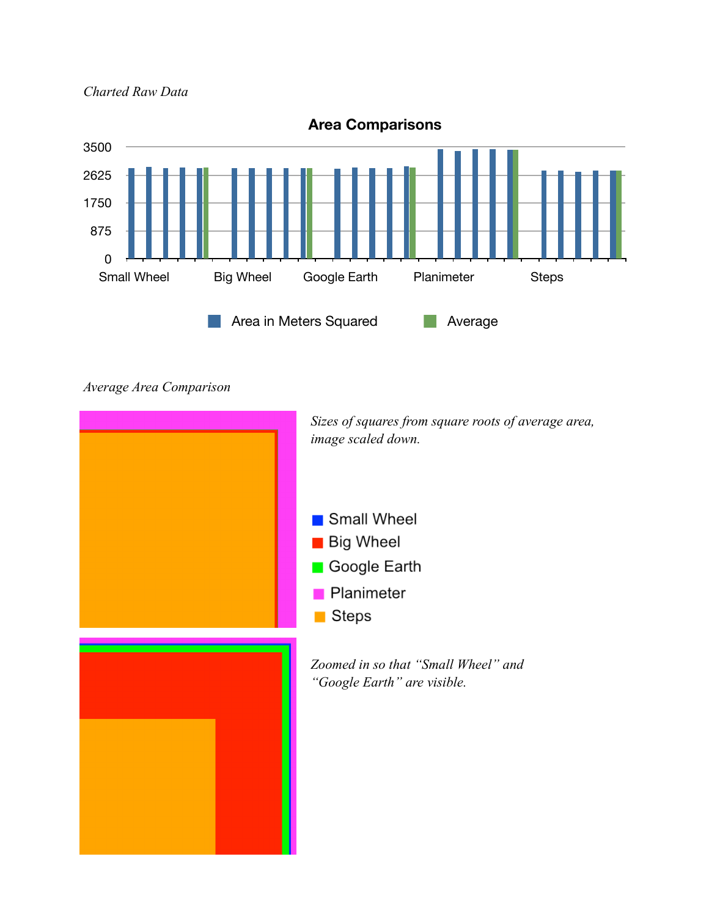*Charted Raw Data*

**Area Comparisons**

3500
2625
1750
875
0

Small Wheel
Big Wheel
Google Earth
Planimeter
Steps

Area in Meters Squared
Average

*Average Area Comparison*

*Sizes of squares from square roots of average area, image scaled down.*

Small Wheel
Big Wheel
Google Earth
Planimeter
Steps

*Zoomed in so that "Small Wheel" and "Google Earth" are visible.*